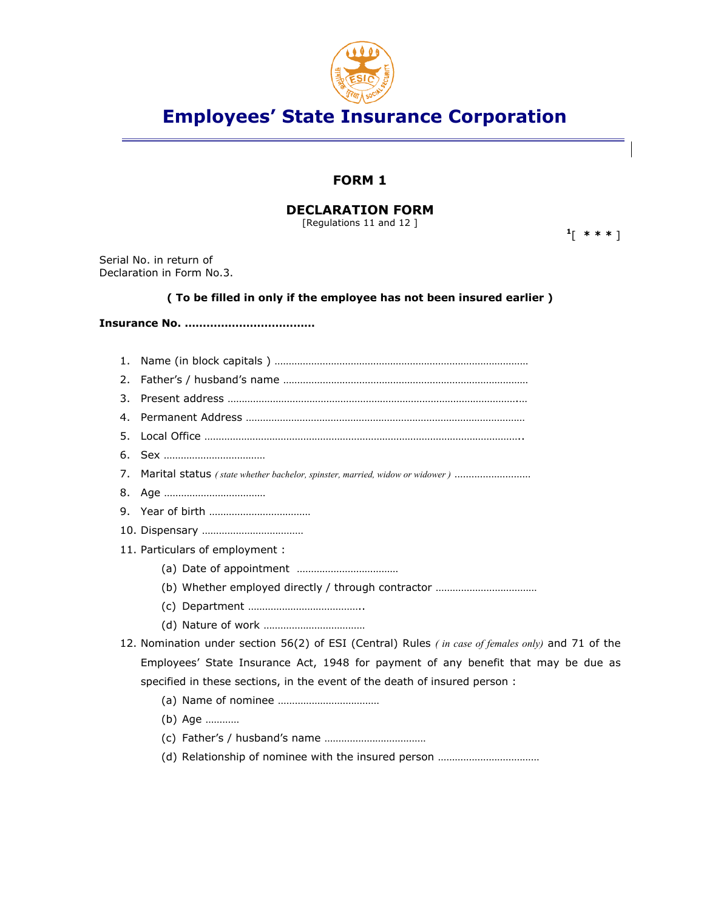# Employees' State Insurance Corporation

## FORM 1

### DECLARATION FORM

[Regulations 11 and 12 ]

[1][ * * * ]

Serial No. in return of
Declaration in Form No.3.

**( To be filled in only if the employee has not been insured earlier )**

**Insurance No. ………………………………**

1. Name (in block capitals ) ………………………………………………………………………
2. Father's / husband's name ……………………………………………………………………
3. Present address ……………………………………………………………………………….…
4. Permanent Address ………………………………………………………………………………
5. Local Office …………………………………………………………………………………………..
6. Sex ………………………………
7. Marital status *( state whether bachelor, spinster, married, widow or widower )* ………………………
8. Age ………………………………
9. Year of birth ………………………………
10. Dispensary ………………………………
11. Particulars of employment :
    (a) Date of appointment ………………………………
    (b) Whether employed directly / through contractor ………………………………
    (c) Department …………………………………..
    (d) Nature of work ………………………………
12. Nomination under section 56(2) of ESI (Central) Rules *( in case of females only)* and 71 of the Employees' State Insurance Act, 1948 for payment of any benefit that may be due as specified in these sections, in the event of the death of insured person :
    (a) Name of nominee ………………………………
    (b) Age …………
    (c) Father's / husband's name ………………………………
    (d) Relationship of nominee with the insured person ………………………………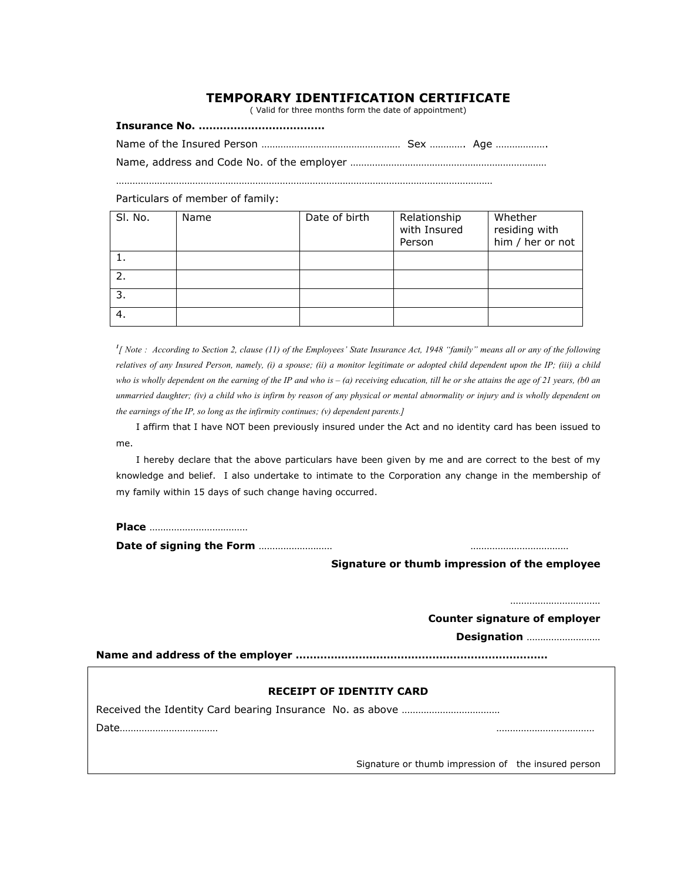# TEMPORARY IDENTIFICATION CERTIFICATE

( Valid for three months form the date of appointment)

**Insurance No. ………………………………**

Name of the Insured Person …………………………………………… Sex ………… Age ………………

Name, address and Code No. of the employer ………………………………………………………………

……………………………………………………………………………………………………………………………

Particulars of member of family:

| Sl. No. | Name | Date of birth | Relationship with Insured Person | Whether residing with him / her or not |
|---|---|---|---|---|
| 1. | | | | |
| 2. | | | | |
| 3. | | | | |
| 4. | | | | |

*[1][ Note : According to Section 2, clause (11) of the Employees' State Insurance Act, 1948 "family" means all or any of the following relatives of any Insured Person, namely, (i) a spouse; (ii) a monitor legitimate or adopted child dependent upon the IP; (iii) a child who is wholly dependent on the earning of the IP and who is – (a) receiving education, till he or she attains the age of 21 years, (b0 an unmarried daughter; (iv) a child who is infirm by reason of any physical or mental abnormality or injury and is wholly dependent on the earnings of the IP, so long as the infirmity continues; (v) dependent parents.]*

I affirm that I have NOT been previously insured under the Act and no identity card has been issued to me.

I hereby declare that the above particulars have been given by me and are correct to the best of my knowledge and belief. I also undertake to intimate to the Corporation any change in the membership of my family within 15 days of such change having occurred.

**Place** ………………………………

**Date of signing the Form** ……………………… ………………………………

**Signature or thumb impression of the employee**

……………………………

**Counter signature of employer**

**Designation** ………………………

**Name and address of the employer ………………………………………………………………**

## RECEIPT OF IDENTITY CARD

Received the Identity Card bearing Insurance No. as above ………………………………

Date……………………………… ………………………………

Signature or thumb impression of the insured person